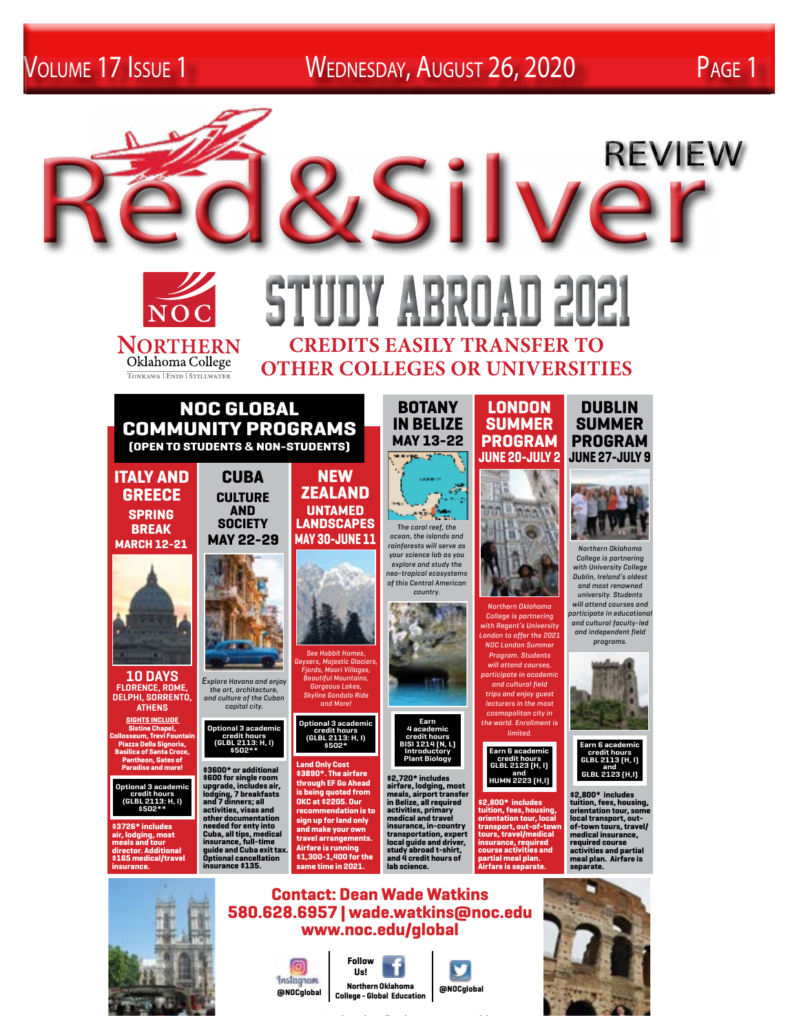# Red&Silver REVIEW

NOC Northern Oklahoma College — Tonkawa | Enid | Stillwater

# STUDY ABROAD 2021

## CREDITS EASILY TRANSFER TO OTHER COLLEGES OR UNIVERSITIES

## NOC GLOBAL COMMUNITY PROGRAMS

**(OPEN TO STUDENTS & NON-STUDENTS)**

### ITALY AND GREECE
**SPRING BREAK**
**MARCH 12-21**

**10 DAYS**
**FLORENCE, ROME, DELPHI, SORRENTO, ATHENS**

**SIGHTS INCLUDE**
Sistine Chapel, Colosseum, Trevi Fountain Piazza Della Signoria, Basilica of Santa Croce, Pantheon, Gates of Paradise and more!

**Optional 3 academic credit hours (GLBL 2113: H, I) $502\*\***

**$3726\* includes air, lodging, most meals and tour director. Additional $165 medical/travel insurance.**

### CUBA
**CULTURE AND SOCIETY**
**MAY 22-29**

*Explore Havana and enjoy the art, architecture, and culture of the Cuban capital city.*

**Optional 3 academic credit hours (GLBL 2113: H, I) $502\*\***

**$3600\* or additional $600 for single room upgrade, includes air, lodging, 7 breakfasts and 7 dinners; all activities, visas and other documentation needed for enty into Cuba, all tips, medical insurance, full-time guide and Cuba exit tax. Optional cancellation insurance $135.**

### NEW ZEALAND
**UNTAMED LANDSCAPES**
**MAY 30-JUNE 11**

*See Hobbit Homes, Geysers, Majestic Glaciers, Fjords, Maori Villages, Beautiful Mountains, Gorgeous Lakes, Skyline Gondola Ride and More!*

**Optional 3 academic credit hours (GLBL 2113: H, I) $502\***

**Land Only Cost $3890\*. The airfare is being quoted from OKC at $2205. Our recommendation is to sign up for land only and make your own travel arrangements. Airfare is running $1,300-1,400 for the same time in 2021.**

### BOTANY IN BELIZE
**MAY 13-22**

*The coral reef, the ocean, the islands and rainforests will serve as your science lab as you explore and study the neo-tropical ecosystems of this Central American country.*

**Earn 4 academic credit hours BISI 1214 (N, L) Introductory Plant Biology**

**$2,720\* includes airfare, lodging, most meals, airport transfer in Belize, all required activities, primary medical and travel insurance, in-country transportation, expert local guide and driver, study abroad t-shirt, and 4 credit hours of lab science.**

### LONDON SUMMER PROGRAM
**JUNE 20-JULY 2**

*Northern Oklahoma College is partnering with Regent's University London to offer the 2021 NOC London Summer Program. Students will attend courses, participate in academic and cultural field trips and enjoy guest lecturers in the most cosmopolitan city in the world. Enrollment is limited.*

**Earn 6 academic credit hours GLBL 2123 (H, I) and HUMN 2223 (H,I)**

**$2,800\* includes tuition, fees, housing, orientation tour, local transport, out-of-town tours, travel/medical insurance, required course activities and partial meal plan. Airfare is separate.**

### DUBLIN SUMMER PROGRAM
**JUNE 27-JULY 9**

*Northern Oklahoma College is partnering with University College Dublin, Ireland's oldest and most renowned university. Students will attend courses and participate in educational and cultural faculty-led and independent field programs.*

**Earn 6 academic credit hours GLBL 2113 (H, I) and GLBL 2123 (H,I)**

**$2,800\* includes tuition, fees, housing, orientation tour, some local transport, out-of-town tours, travel/medical insurance, required course activities and partial meal plan. Airfare is separate.**

## Contact: Dean Wade Watkins
**580.628.6957 | wade.watkins@noc.edu**
**www.noc.edu/global**

Follow Us!

Instagram @NOCglobal | Northern Oklahoma College - Global Education | @NOCglobal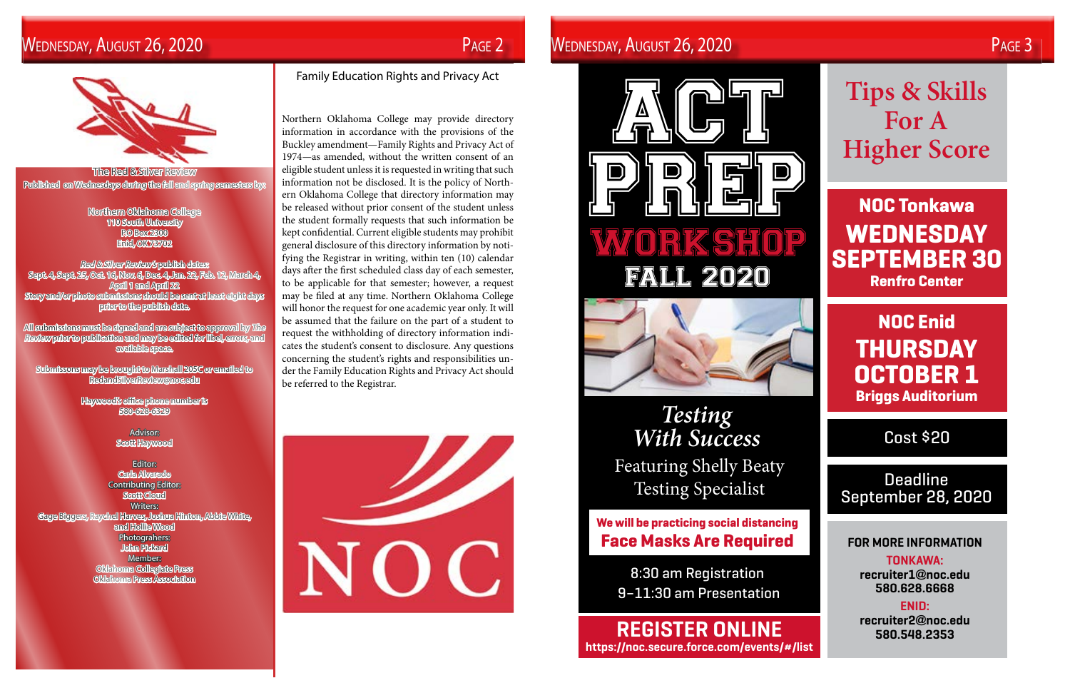The Red & Silver Review

Published on Wednesdays during the fall and spring semesters by:

Northern Oklahoma College
110 South University
P.O Box 2300
Enid, OK 73702

*Red & Silver Review's* publish dates:
Sept. 4, Sept. 25, Oct. 16, Nov. 6, Dec. 4, Jan. 22, Feb. 12, March 4, April 1 and April 22
Story and/or photo submissions should be sent at least eight days prior to the publish date.

All submissions must be signed and are subject to approval by *The Review* prior to publication and may be edited for libel, errors, and available space.

Submissons may be brought to Marshall 205C or emailed to RedandSilverReview@noc.edu

Haywood's office phone number is 580-628-6329

Advisor:
Scott Haywood

Editor:
Carla Alvarado
Contributing Editor:
Scott Cloud
Writers:
Gage Biggers, Raychel Harvey, Joshua Hinton, Abbie White, and Hollie Wood
Photograhers:
John Pickard
Member:
Oklahoma Collegiate Press
Oklahoma Press Association

## Family Education Rights and Privacy Act

Northern Oklahoma College may provide directory information in accordance with the provisions of the Buckley amendment—Family Rights and Privacy Act of 1974—as amended, without the written consent of an eligible student unless it is requested in writing that such information not be disclosed. It is the policy of Northern Oklahoma College that directory information may be released without prior consent of the student unless the student formally requests that such information be kept confidential. Current eligible students may prohibit general disclosure of this directory information by notifying the Registrar in writing, within ten (10) calendar days after the first scheduled class day of each semester, to be applicable for that semester; however, a request may be filed at any time. Northern Oklahoma College will honor the request for one academic year only. It will be assumed that the failure on the part of a student to request the withholding of directory information indicates the student's consent to disclosure. Any questions concerning the student's rights and responsibilities under the Family Education Rights and Privacy Act should be referred to the Registrar.

NOC

# ACT PREP WORKSHOP FALL 2020

*Testing With Success*

Featuring Shelly Beaty
Testing Specialist

**We will be practicing social distancing**
**Face Masks Are Required**

8:30 am Registration
9–11:30 am Presentation

**REGISTER ONLINE**
**https://noc.secure.force.com/events/#/list**

## Tips & Skills For A Higher Score

**NOC Tonkawa**
**WEDNESDAY SEPTEMBER 30**
**Renfro Center**

**NOC Enid**
**THURSDAY OCTOBER 1**
**Briggs Auditorium**

Cost $20

Deadline
September 28, 2020

**FOR MORE INFORMATION**
**TONKAWA:**
**recruiter1@noc.edu**
**580.628.6668**
**ENID:**
**recruiter2@noc.edu**
**580.548.2353**